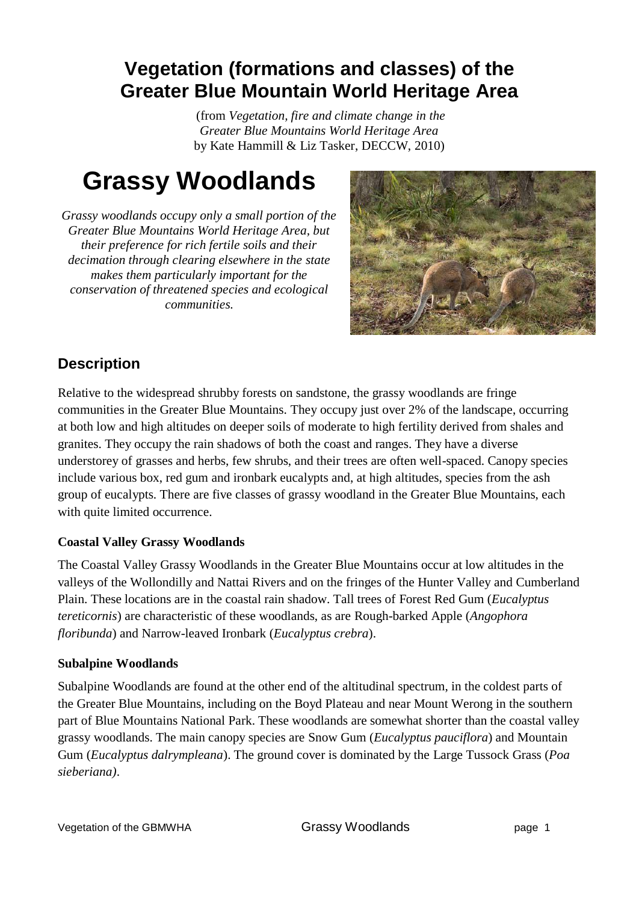# Vegetation (formations and classes) of the Greater Blue Mountain World Heritage Area

(from *Vegetation, fire and climate change in the Greater Blue Mountains World Heritage Area* by Kate Hammill & Liz Tasker, DECCW, 2010)

# Grassy Woodlands

*Grassy woodlands occupy only a small portion of the Greater Blue Mountains World Heritage Area, but their preference for rich fertile soils and their decimation through clearing elsewhere in the state makes them particularly important for the conservation of threatened species and ecological communities.*

## Description

Relative to the widespread shrubby forests on sandstone, the grassy woodlands are fringe communities in the Greater Blue Mountains. They occupy just over 2% of the landscape, occurring at both low and high altitudes on deeper soils of moderate to high fertility derived from shales and granites. They occupy the rain shadows of both the coast and ranges. They have a diverse understorey of grasses and herbs, few shrubs, and their trees are often well-spaced. Canopy species include various box, red gum and ironbark eucalypts and, at high altitudes, species from the ash group of eucalypts. There are five classes of grassy woodland in the Greater Blue Mountains, each with quite limited occurrence.

### Coastal Valley Grassy Woodlands

The Coastal Valley Grassy Woodlands in the Greater Blue Mountains occur at low altitudes in the valleys of the Wollondilly and Nattai Rivers and on the fringes of the Hunter Valley and Cumberland Plain. These locations are in the coastal rain shadow. Tall trees of Forest Red Gum (*Eucalyptus tereticornis*) are characteristic of these woodlands, as are Rough-barked Apple (*Angophora floribunda*) and Narrow-leaved Ironbark (*Eucalyptus crebra*).

### Subalpine Woodlands

Subalpine Woodlands are found at the other end of the altitudinal spectrum, in the coldest parts of the Greater Blue Mountains, including on the Boyd Plateau and near Mount Werong in the southern part of Blue Mountains National Park. These woodlands are somewhat shorter than the coastal valley grassy woodlands. The main canopy species are Snow Gum (*Eucalyptus pauciflora*) and Mountain Gum (*Eucalyptus dalrympleana*). The ground cover is dominated by the Large Tussock Grass (*Poa sieberiana)*.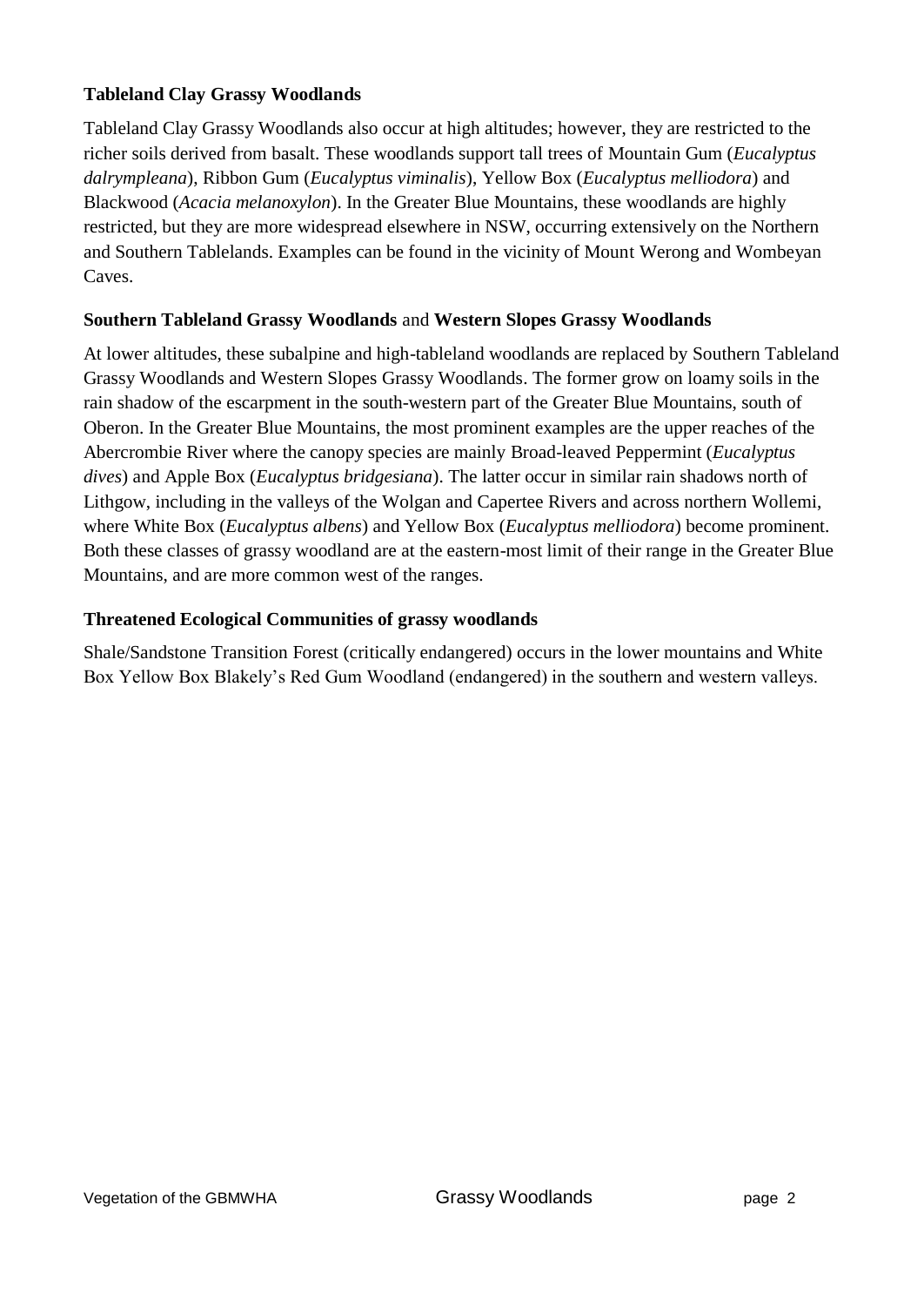### Tableland Clay Grassy Woodlands

Tableland Clay Grassy Woodlands also occur at high altitudes; however, they are restricted to the richer soils derived from basalt. These woodlands support tall trees of Mountain Gum (*Eucalyptus dalrympleana*), Ribbon Gum (*Eucalyptus viminalis*), Yellow Box (*Eucalyptus melliodora*) and Blackwood (*Acacia melanoxylon*). In the Greater Blue Mountains, these woodlands are highly restricted, but they are more widespread elsewhere in NSW, occurring extensively on the Northern and Southern Tablelands. Examples can be found in the vicinity of Mount Werong and Wombeyan Caves.

### Southern Tableland Grassy Woodlands and Western Slopes Grassy Woodlands

At lower altitudes, these subalpine and high-tableland woodlands are replaced by Southern Tableland Grassy Woodlands and Western Slopes Grassy Woodlands. The former grow on loamy soils in the rain shadow of the escarpment in the south-western part of the Greater Blue Mountains, south of Oberon. In the Greater Blue Mountains, the most prominent examples are the upper reaches of the Abercrombie River where the canopy species are mainly Broad-leaved Peppermint (*Eucalyptus dives*) and Apple Box (*Eucalyptus bridgesiana*). The latter occur in similar rain shadows north of Lithgow, including in the valleys of the Wolgan and Capertee Rivers and across northern Wollemi, where White Box (*Eucalyptus albens*) and Yellow Box (*Eucalyptus melliodora*) become prominent. Both these classes of grassy woodland are at the eastern-most limit of their range in the Greater Blue Mountains, and are more common west of the ranges.

### Threatened Ecological Communities of grassy woodlands

Shale/Sandstone Transition Forest (critically endangered) occurs in the lower mountains and White Box Yellow Box Blakely's Red Gum Woodland (endangered) in the southern and western valleys.